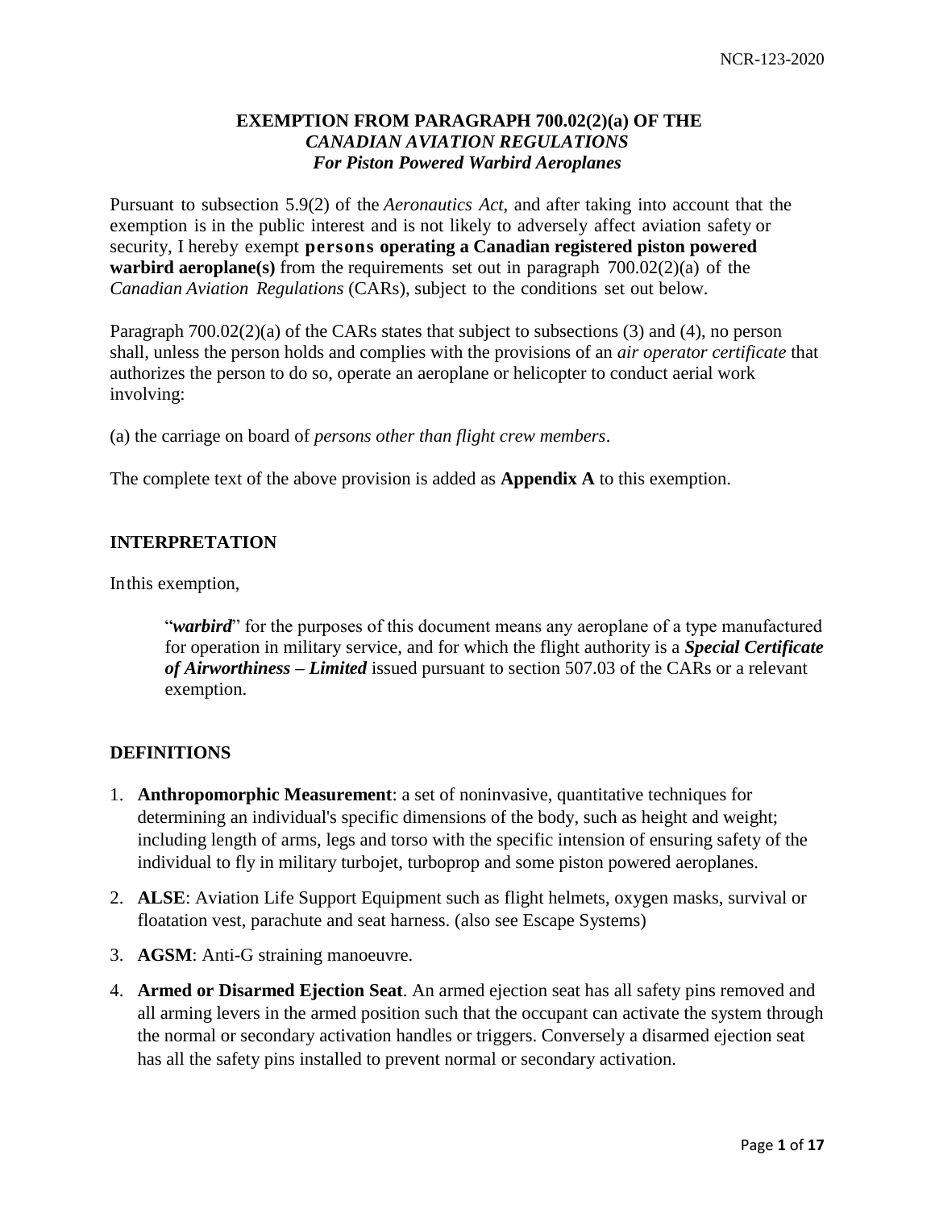NCR-123-2020

# EXEMPTION FROM PARAGRAPH 700.02(2)(a) OF THE *CANADIAN AVIATION REGULATIONS* *For Piston Powered Warbird Aeroplanes*

Pursuant to subsection 5.9(2) of the *Aeronautics Act*, and after taking into account that the exemption is in the public interest and is not likely to adversely affect aviation safety or security, I hereby exempt **persons operating a Canadian registered piston powered warbird aeroplane(s)** from the requirements set out in paragraph 700.02(2)(a) of the *Canadian Aviation Regulations* (CARs), subject to the conditions set out below.

Paragraph 700.02(2)(a) of the CARs states that subject to subsections (3) and (4), no person shall, unless the person holds and complies with the provisions of an *air operator certificate* that authorizes the person to do so, operate an aeroplane or helicopter to conduct aerial work involving:

(a) the carriage on board of *persons other than flight crew members*.

The complete text of the above provision is added as **Appendix A** to this exemption.

## INTERPRETATION

In this exemption,

> "***warbird***" for the purposes of this document means any aeroplane of a type manufactured for operation in military service, and for which the flight authority is a ***Special Certificate of Airworthiness – Limited*** issued pursuant to section 507.03 of the CARs or a relevant exemption.

## DEFINITIONS

1. **Anthropomorphic Measurement**: a set of noninvasive, quantitative techniques for determining an individual's specific dimensions of the body, such as height and weight; including length of arms, legs and torso with the specific intension of ensuring safety of the individual to fly in military turbojet, turboprop and some piston powered aeroplanes.
2. **ALSE**: Aviation Life Support Equipment such as flight helmets, oxygen masks, survival or floatation vest, parachute and seat harness. (also see Escape Systems)
3. **AGSM**: Anti-G straining manoeuvre.
4. **Armed or Disarmed Ejection Seat**. An armed ejection seat has all safety pins removed and all arming levers in the armed position such that the occupant can activate the system through the normal or secondary activation handles or triggers. Conversely a disarmed ejection seat has all the safety pins installed to prevent normal or secondary activation.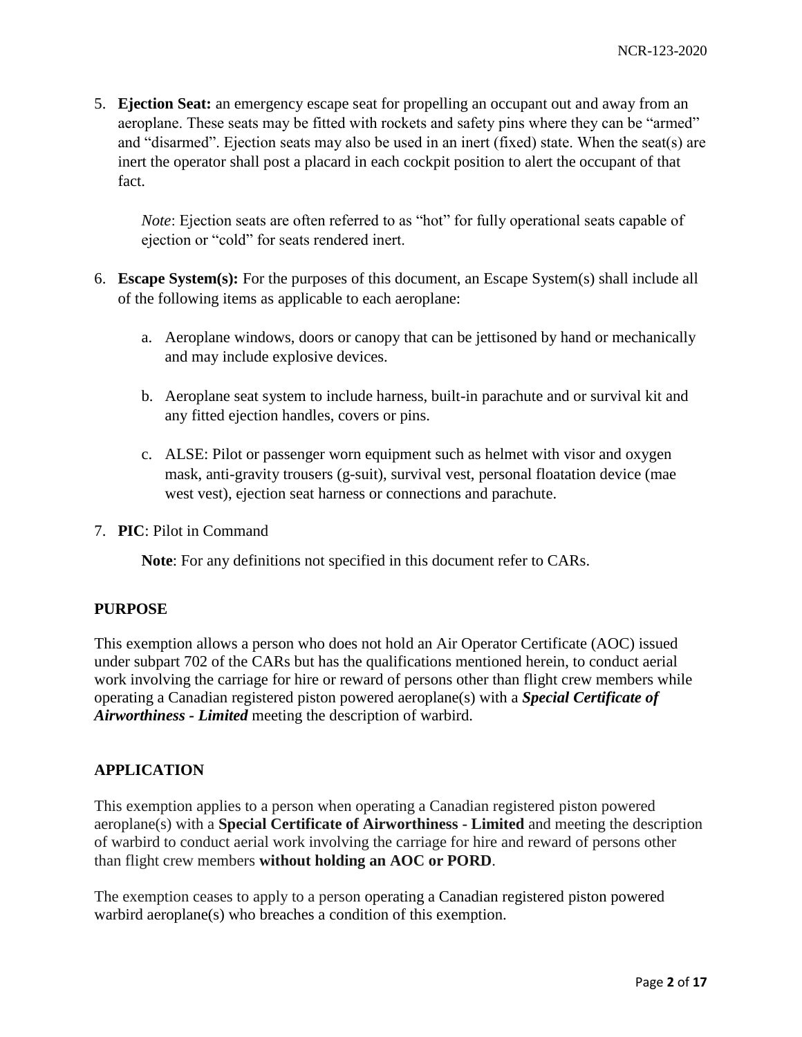5. **Ejection Seat:** an emergency escape seat for propelling an occupant out and away from an aeroplane. These seats may be fitted with rockets and safety pins where they can be "armed" and "disarmed". Ejection seats may also be used in an inert (fixed) state. When the seat(s) are inert the operator shall post a placard in each cockpit position to alert the occupant of that fact.

   *Note*: Ejection seats are often referred to as "hot" for fully operational seats capable of ejection or "cold" for seats rendered inert.

6. **Escape System(s):** For the purposes of this document, an Escape System(s) shall include all of the following items as applicable to each aeroplane:

   a. Aeroplane windows, doors or canopy that can be jettisoned by hand or mechanically and may include explosive devices.

   b. Aeroplane seat system to include harness, built-in parachute and or survival kit and any fitted ejection handles, covers or pins.

   c. ALSE: Pilot or passenger worn equipment such as helmet with visor and oxygen mask, anti-gravity trousers (g-suit), survival vest, personal floatation device (mae west vest), ejection seat harness or connections and parachute.

7. **PIC**: Pilot in Command

   **Note**: For any definitions not specified in this document refer to CARs.

## PURPOSE

This exemption allows a person who does not hold an Air Operator Certificate (AOC) issued under subpart 702 of the CARs but has the qualifications mentioned herein, to conduct aerial work involving the carriage for hire or reward of persons other than flight crew members while operating a Canadian registered piston powered aeroplane(s) with a ***Special Certificate of Airworthiness - Limited*** meeting the description of warbird.

## APPLICATION

This exemption applies to a person when operating a Canadian registered piston powered aeroplane(s) with a **Special Certificate of Airworthiness - Limited** and meeting the description of warbird to conduct aerial work involving the carriage for hire and reward of persons other than flight crew members **without holding an AOC or PORD**.

The exemption ceases to apply to a person operating a Canadian registered piston powered warbird aeroplane(s) who breaches a condition of this exemption.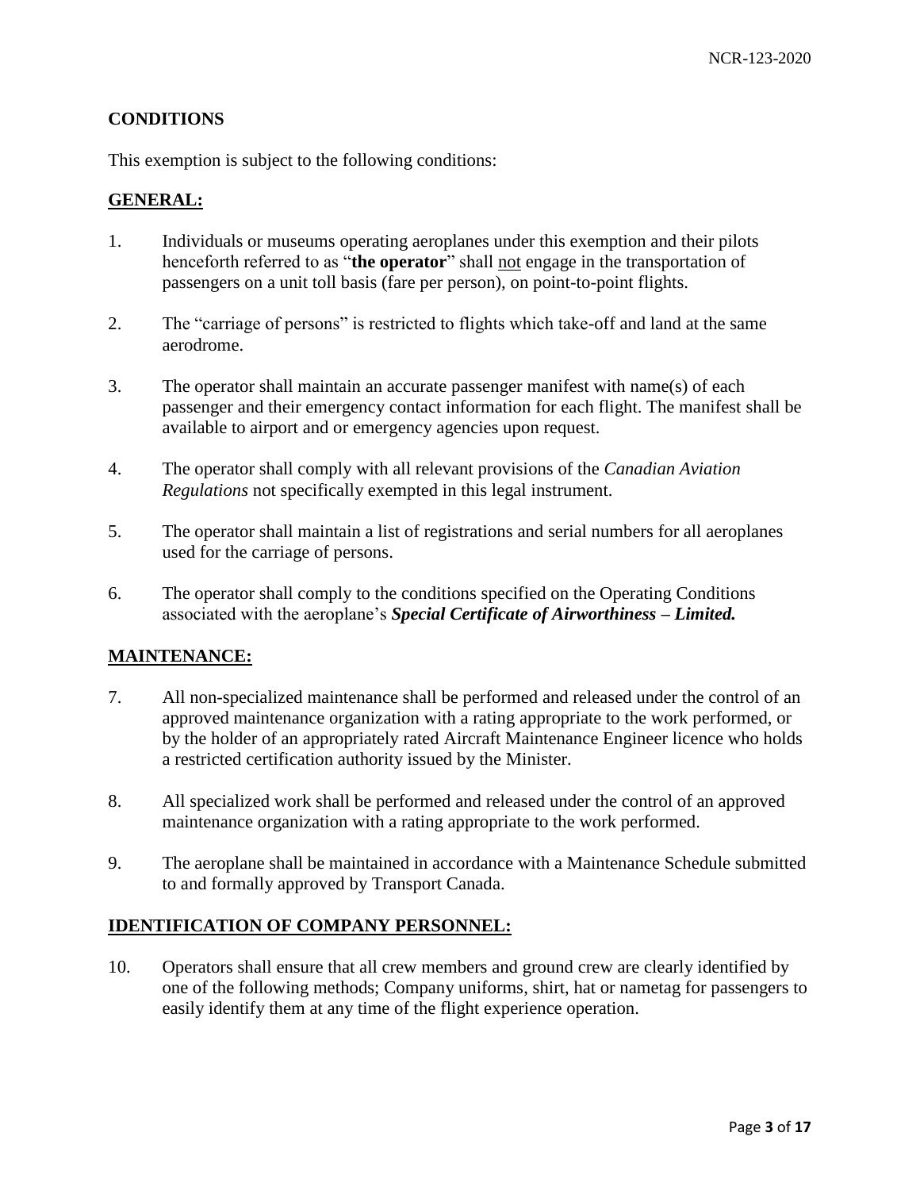## CONDITIONS

This exemption is subject to the following conditions:

### GENERAL:

1. Individuals or museums operating aeroplanes under this exemption and their pilots henceforth referred to as "**the operator**" shall not engage in the transportation of passengers on a unit toll basis (fare per person), on point-to-point flights.

2. The "carriage of persons" is restricted to flights which take-off and land at the same aerodrome.

3. The operator shall maintain an accurate passenger manifest with name(s) of each passenger and their emergency contact information for each flight. The manifest shall be available to airport and or emergency agencies upon request.

4. The operator shall comply with all relevant provisions of the *Canadian Aviation Regulations* not specifically exempted in this legal instrument.

5. The operator shall maintain a list of registrations and serial numbers for all aeroplanes used for the carriage of persons.

6. The operator shall comply to the conditions specified on the Operating Conditions associated with the aeroplane's ***Special Certificate of Airworthiness – Limited.***

### MAINTENANCE:

7. All non-specialized maintenance shall be performed and released under the control of an approved maintenance organization with a rating appropriate to the work performed, or by the holder of an appropriately rated Aircraft Maintenance Engineer licence who holds a restricted certification authority issued by the Minister.

8. All specialized work shall be performed and released under the control of an approved maintenance organization with a rating appropriate to the work performed.

9. The aeroplane shall be maintained in accordance with a Maintenance Schedule submitted to and formally approved by Transport Canada.

### IDENTIFICATION OF COMPANY PERSONNEL:

10. Operators shall ensure that all crew members and ground crew are clearly identified by one of the following methods; Company uniforms, shirt, hat or nametag for passengers to easily identify them at any time of the flight experience operation.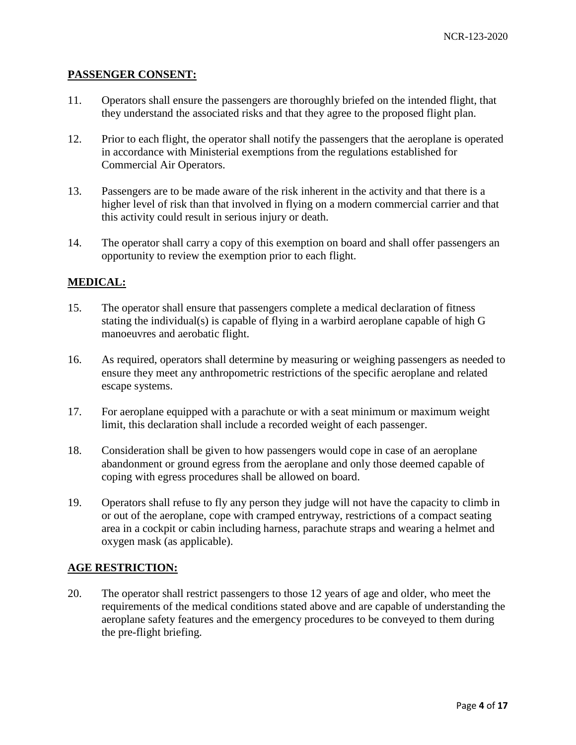## PASSENGER CONSENT:

11. Operators shall ensure the passengers are thoroughly briefed on the intended flight, that they understand the associated risks and that they agree to the proposed flight plan.

12. Prior to each flight, the operator shall notify the passengers that the aeroplane is operated in accordance with Ministerial exemptions from the regulations established for Commercial Air Operators.

13. Passengers are to be made aware of the risk inherent in the activity and that there is a higher level of risk than that involved in flying on a modern commercial carrier and that this activity could result in serious injury or death.

14. The operator shall carry a copy of this exemption on board and shall offer passengers an opportunity to review the exemption prior to each flight.

## MEDICAL:

15. The operator shall ensure that passengers complete a medical declaration of fitness stating the individual(s) is capable of flying in a warbird aeroplane capable of high G manoeuvres and aerobatic flight.

16. As required, operators shall determine by measuring or weighing passengers as needed to ensure they meet any anthropometric restrictions of the specific aeroplane and related escape systems.

17. For aeroplane equipped with a parachute or with a seat minimum or maximum weight limit, this declaration shall include a recorded weight of each passenger.

18. Consideration shall be given to how passengers would cope in case of an aeroplane abandonment or ground egress from the aeroplane and only those deemed capable of coping with egress procedures shall be allowed on board.

19. Operators shall refuse to fly any person they judge will not have the capacity to climb in or out of the aeroplane, cope with cramped entryway, restrictions of a compact seating area in a cockpit or cabin including harness, parachute straps and wearing a helmet and oxygen mask (as applicable).

## AGE RESTRICTION:

20. The operator shall restrict passengers to those 12 years of age and older, who meet the requirements of the medical conditions stated above and are capable of understanding the aeroplane safety features and the emergency procedures to be conveyed to them during the pre-flight briefing.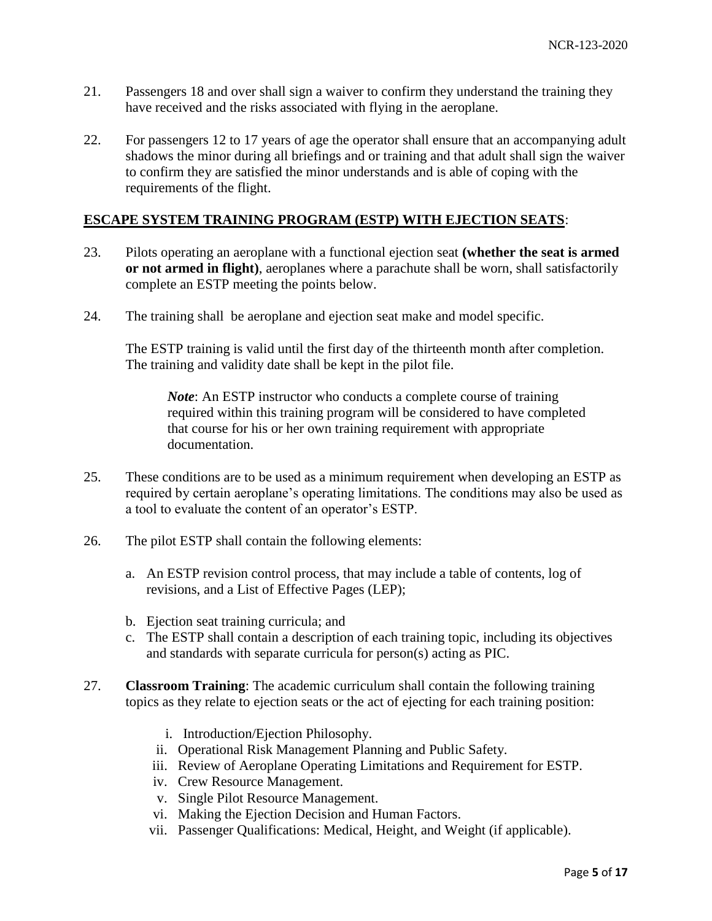21. Passengers 18 and over shall sign a waiver to confirm they understand the training they have received and the risks associated with flying in the aeroplane.

22. For passengers 12 to 17 years of age the operator shall ensure that an accompanying adult shadows the minor during all briefings and or training and that adult shall sign the waiver to confirm they are satisfied the minor understands and is able of coping with the requirements of the flight.

**ESCAPE SYSTEM TRAINING PROGRAM (ESTP) WITH EJECTION SEATS**:

23. Pilots operating an aeroplane with a functional ejection seat **(whether the seat is armed or not armed in flight)**, aeroplanes where a parachute shall be worn, shall satisfactorily complete an ESTP meeting the points below.

24. The training shall be aeroplane and ejection seat make and model specific.

    The ESTP training is valid until the first day of the thirteenth month after completion. The training and validity date shall be kept in the pilot file.

    > ***Note***: An ESTP instructor who conducts a complete course of training required within this training program will be considered to have completed that course for his or her own training requirement with appropriate documentation.

25. These conditions are to be used as a minimum requirement when developing an ESTP as required by certain aeroplane's operating limitations. The conditions may also be used as a tool to evaluate the content of an operator's ESTP.

26. The pilot ESTP shall contain the following elements:

    a. An ESTP revision control process, that may include a table of contents, log of revisions, and a List of Effective Pages (LEP);
    b. Ejection seat training curricula; and
    c. The ESTP shall contain a description of each training topic, including its objectives and standards with separate curricula for person(s) acting as PIC.

27. **Classroom Training**: The academic curriculum shall contain the following training topics as they relate to ejection seats or the act of ejecting for each training position:

    i. Introduction/Ejection Philosophy.
    ii. Operational Risk Management Planning and Public Safety.
    iii. Review of Aeroplane Operating Limitations and Requirement for ESTP.
    iv. Crew Resource Management.
    v. Single Pilot Resource Management.
    vi. Making the Ejection Decision and Human Factors.
    vii. Passenger Qualifications: Medical, Height, and Weight (if applicable).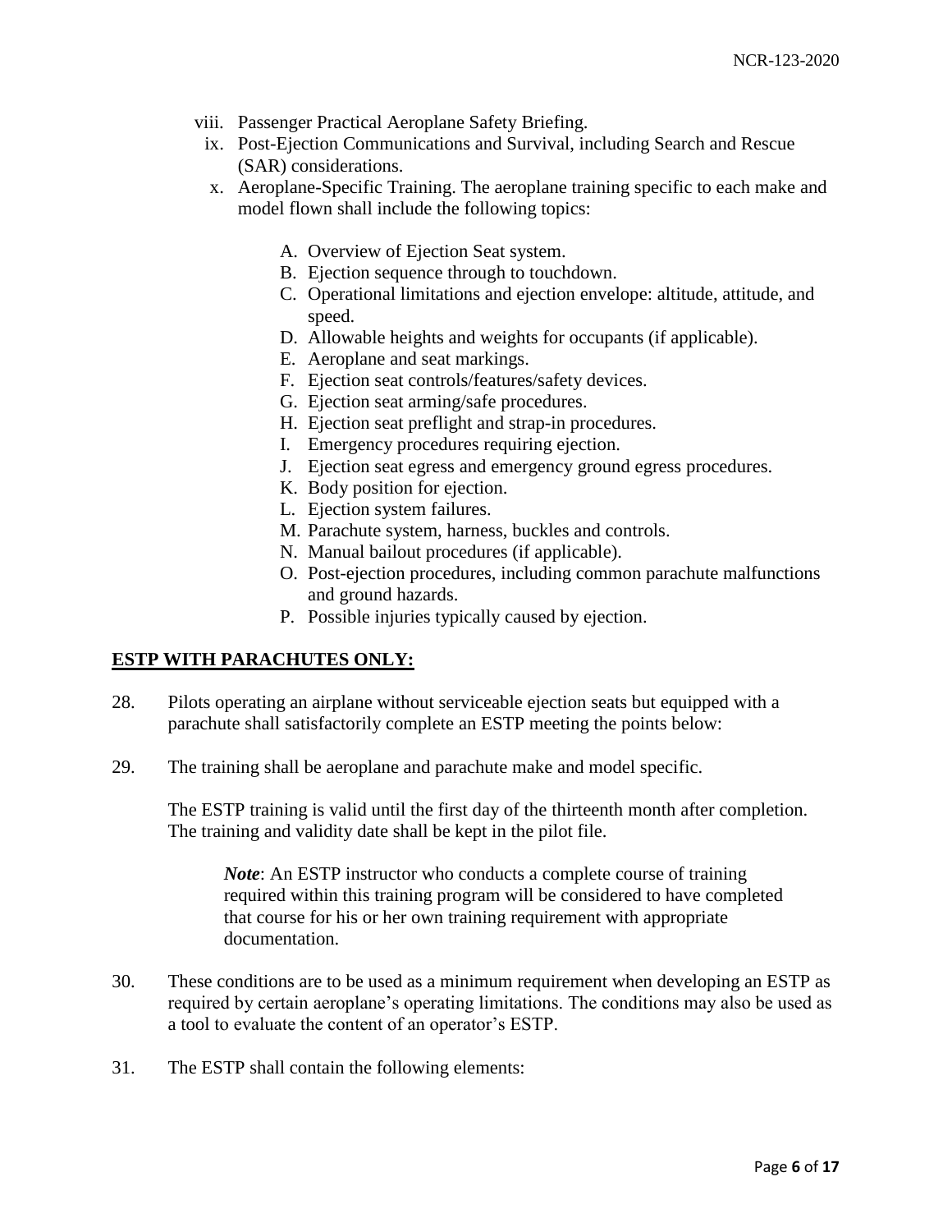viii. Passenger Practical Aeroplane Safety Briefing.

ix. Post-Ejection Communications and Survival, including Search and Rescue (SAR) considerations.

x. Aeroplane-Specific Training. The aeroplane training specific to each make and model flown shall include the following topics:

   A. Overview of Ejection Seat system.
   B. Ejection sequence through to touchdown.
   C. Operational limitations and ejection envelope: altitude, attitude, and speed.
   D. Allowable heights and weights for occupants (if applicable).
   E. Aeroplane and seat markings.
   F. Ejection seat controls/features/safety devices.
   G. Ejection seat arming/safe procedures.
   H. Ejection seat preflight and strap-in procedures.
   I. Emergency procedures requiring ejection.
   J. Ejection seat egress and emergency ground egress procedures.
   K. Body position for ejection.
   L. Ejection system failures.
   M. Parachute system, harness, buckles and controls.
   N. Manual bailout procedures (if applicable).
   O. Post-ejection procedures, including common parachute malfunctions and ground hazards.
   P. Possible injuries typically caused by ejection.

**ESTP WITH PARACHUTES ONLY:**

28. Pilots operating an airplane without serviceable ejection seats but equipped with a parachute shall satisfactorily complete an ESTP meeting the points below:

29. The training shall be aeroplane and parachute make and model specific.

    The ESTP training is valid until the first day of the thirteenth month after completion. The training and validity date shall be kept in the pilot file.

    > ***Note***: An ESTP instructor who conducts a complete course of training required within this training program will be considered to have completed that course for his or her own training requirement with appropriate documentation.

30. These conditions are to be used as a minimum requirement when developing an ESTP as required by certain aeroplane's operating limitations. The conditions may also be used as a tool to evaluate the content of an operator's ESTP.

31. The ESTP shall contain the following elements: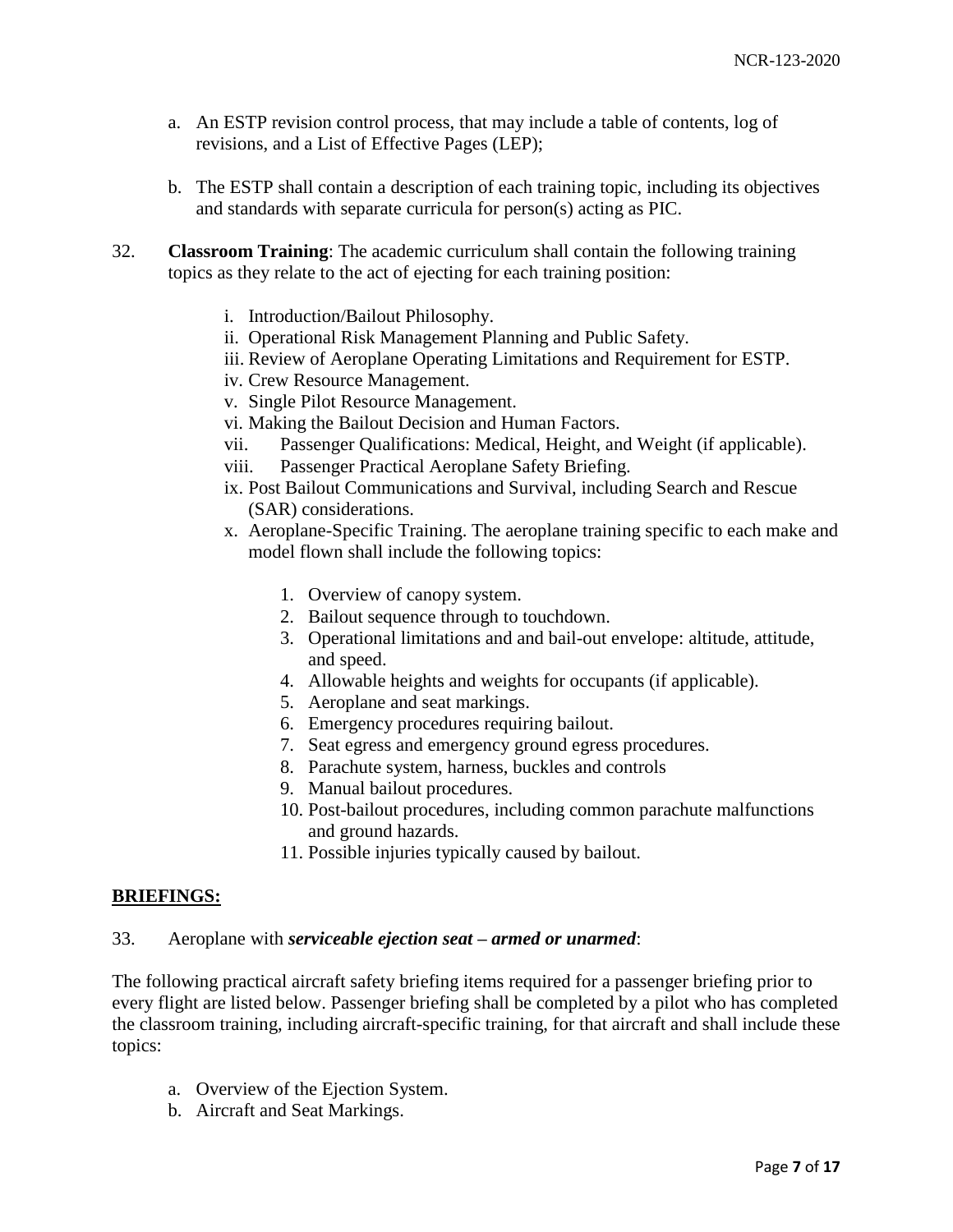a. An ESTP revision control process, that may include a table of contents, log of revisions, and a List of Effective Pages (LEP);

b. The ESTP shall contain a description of each training topic, including its objectives and standards with separate curricula for person(s) acting as PIC.

32. **Classroom Training**: The academic curriculum shall contain the following training topics as they relate to the act of ejecting for each training position:

   i. Introduction/Bailout Philosophy.
   ii. Operational Risk Management Planning and Public Safety.
   iii. Review of Aeroplane Operating Limitations and Requirement for ESTP.
   iv. Crew Resource Management.
   v. Single Pilot Resource Management.
   vi. Making the Bailout Decision and Human Factors.
   vii. Passenger Qualifications: Medical, Height, and Weight (if applicable).
   viii. Passenger Practical Aeroplane Safety Briefing.
   ix. Post Bailout Communications and Survival, including Search and Rescue (SAR) considerations.
   x. Aeroplane-Specific Training. The aeroplane training specific to each make and model flown shall include the following topics:

      1. Overview of canopy system.
      2. Bailout sequence through to touchdown.
      3. Operational limitations and and bail-out envelope: altitude, attitude, and speed.
      4. Allowable heights and weights for occupants (if applicable).
      5. Aeroplane and seat markings.
      6. Emergency procedures requiring bailout.
      7. Seat egress and emergency ground egress procedures.
      8. Parachute system, harness, buckles and controls
      9. Manual bailout procedures.
      10. Post-bailout procedures, including common parachute malfunctions and ground hazards.
      11. Possible injuries typically caused by bailout.

**BRIEFINGS:**

33. Aeroplane with ***serviceable ejection seat – armed or unarmed***:

The following practical aircraft safety briefing items required for a passenger briefing prior to every flight are listed below. Passenger briefing shall be completed by a pilot who has completed the classroom training, including aircraft-specific training, for that aircraft and shall include these topics:

a. Overview of the Ejection System.
b. Aircraft and Seat Markings.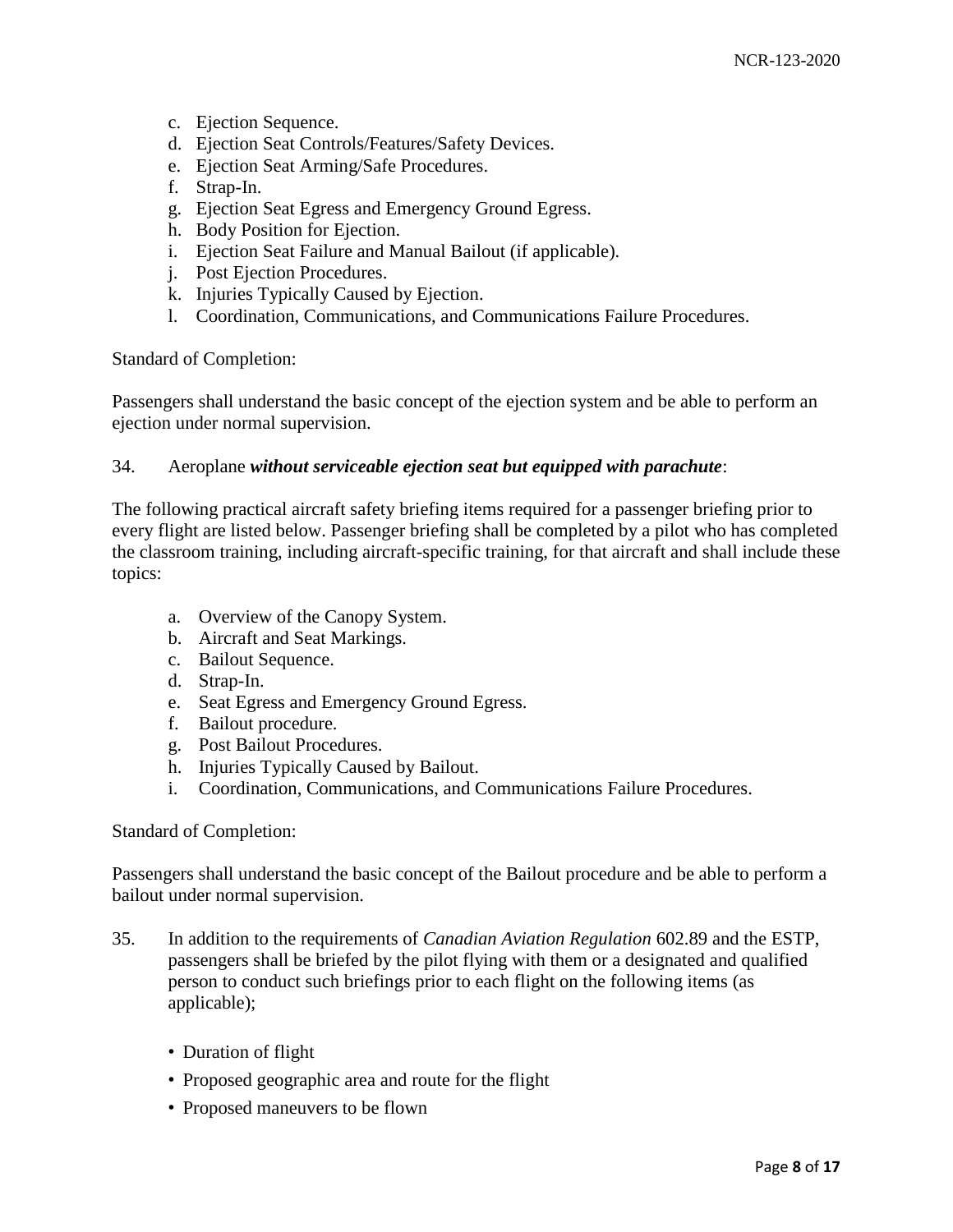c. Ejection Sequence.
d. Ejection Seat Controls/Features/Safety Devices.
e. Ejection Seat Arming/Safe Procedures.
f. Strap-In.
g. Ejection Seat Egress and Emergency Ground Egress.
h. Body Position for Ejection.
i. Ejection Seat Failure and Manual Bailout (if applicable).
j. Post Ejection Procedures.
k. Injuries Typically Caused by Ejection.
l. Coordination, Communications, and Communications Failure Procedures.

Standard of Completion:

Passengers shall understand the basic concept of the ejection system and be able to perform an ejection under normal supervision.

34. Aeroplane ***without serviceable ejection seat but equipped with parachute***:

The following practical aircraft safety briefing items required for a passenger briefing prior to every flight are listed below. Passenger briefing shall be completed by a pilot who has completed the classroom training, including aircraft-specific training, for that aircraft and shall include these topics:

a. Overview of the Canopy System.
b. Aircraft and Seat Markings.
c. Bailout Sequence.
d. Strap-In.
e. Seat Egress and Emergency Ground Egress.
f. Bailout procedure.
g. Post Bailout Procedures.
h. Injuries Typically Caused by Bailout.
i. Coordination, Communications, and Communications Failure Procedures.

Standard of Completion:

Passengers shall understand the basic concept of the Bailout procedure and be able to perform a bailout under normal supervision.

35. In addition to the requirements of *Canadian Aviation Regulation* 602.89 and the ESTP, passengers shall be briefed by the pilot flying with them or a designated and qualified person to conduct such briefings prior to each flight on the following items (as applicable);

- Duration of flight
- Proposed geographic area and route for the flight
- Proposed maneuvers to be flown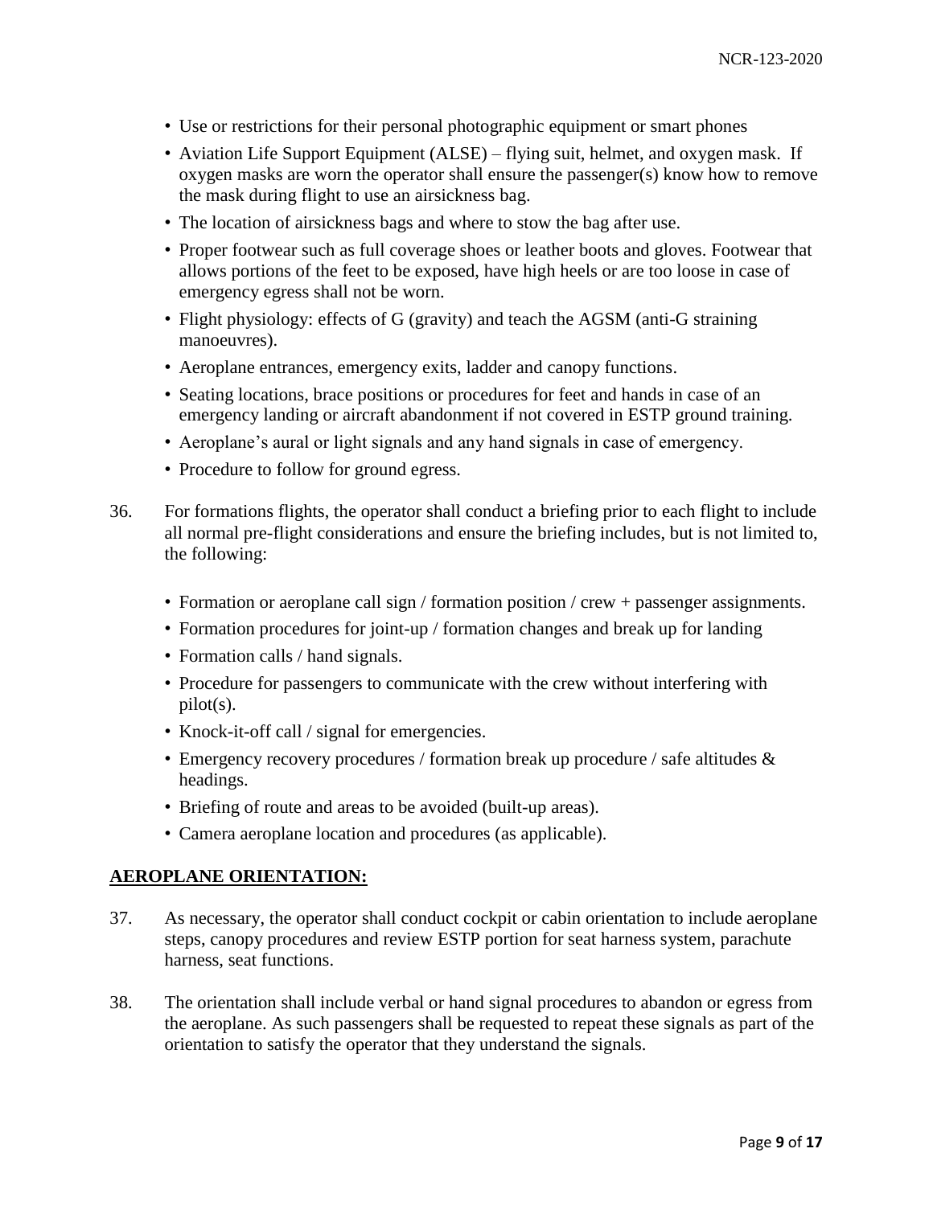- Use or restrictions for their personal photographic equipment or smart phones
- Aviation Life Support Equipment (ALSE) – flying suit, helmet, and oxygen mask. If oxygen masks are worn the operator shall ensure the passenger(s) know how to remove the mask during flight to use an airsickness bag.
- The location of airsickness bags and where to stow the bag after use.
- Proper footwear such as full coverage shoes or leather boots and gloves. Footwear that allows portions of the feet to be exposed, have high heels or are too loose in case of emergency egress shall not be worn.
- Flight physiology: effects of G (gravity) and teach the AGSM (anti-G straining manoeuvres).
- Aeroplane entrances, emergency exits, ladder and canopy functions.
- Seating locations, brace positions or procedures for feet and hands in case of an emergency landing or aircraft abandonment if not covered in ESTP ground training.
- Aeroplane's aural or light signals and any hand signals in case of emergency.
- Procedure to follow for ground egress.

36. For formations flights, the operator shall conduct a briefing prior to each flight to include all normal pre-flight considerations and ensure the briefing includes, but is not limited to, the following:

    - Formation or aeroplane call sign / formation position / crew + passenger assignments.
    - Formation procedures for joint-up / formation changes and break up for landing
    - Formation calls / hand signals.
    - Procedure for passengers to communicate with the crew without interfering with pilot(s).
    - Knock-it-off call / signal for emergencies.
    - Emergency recovery procedures / formation break up procedure / safe altitudes & headings.
    - Briefing of route and areas to be avoided (built-up areas).
    - Camera aeroplane location and procedures (as applicable).

## AEROPLANE ORIENTATION:

37. As necessary, the operator shall conduct cockpit or cabin orientation to include aeroplane steps, canopy procedures and review ESTP portion for seat harness system, parachute harness, seat functions.

38. The orientation shall include verbal or hand signal procedures to abandon or egress from the aeroplane. As such passengers shall be requested to repeat these signals as part of the orientation to satisfy the operator that they understand the signals.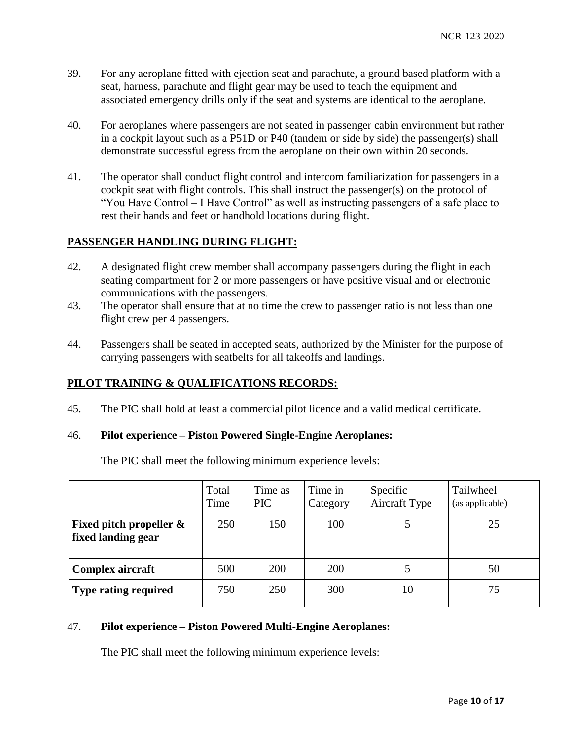39. For any aeroplane fitted with ejection seat and parachute, a ground based platform with a seat, harness, parachute and flight gear may be used to teach the equipment and associated emergency drills only if the seat and systems are identical to the aeroplane.

40. For aeroplanes where passengers are not seated in passenger cabin environment but rather in a cockpit layout such as a P51D or P40 (tandem or side by side) the passenger(s) shall demonstrate successful egress from the aeroplane on their own within 20 seconds.

41. The operator shall conduct flight control and intercom familiarization for passengers in a cockpit seat with flight controls. This shall instruct the passenger(s) on the protocol of "You Have Control – I Have Control" as well as instructing passengers of a safe place to rest their hands and feet or handhold locations during flight.

## PASSENGER HANDLING DURING FLIGHT:

42. A designated flight crew member shall accompany passengers during the flight in each seating compartment for 2 or more passengers or have positive visual and or electronic communications with the passengers.

43. The operator shall ensure that at no time the crew to passenger ratio is not less than one flight crew per 4 passengers.

44. Passengers shall be seated in accepted seats, authorized by the Minister for the purpose of carrying passengers with seatbelts for all takeoffs and landings.

## PILOT TRAINING & QUALIFICATIONS RECORDS:

45. The PIC shall hold at least a commercial pilot licence and a valid medical certificate.

46. **Pilot experience – Piston Powered Single-Engine Aeroplanes:**

The PIC shall meet the following minimum experience levels:

| | Total Time | Time as PIC | Time in Category | Specific Aircraft Type | Tailwheel (as applicable) |
|---|---|---|---|---|---|
| **Fixed pitch propeller & fixed landing gear** | 250 | 150 | 100 | 5 | 25 |
| **Complex aircraft** | 500 | 200 | 200 | 5 | 50 |
| **Type rating required** | 750 | 250 | 300 | 10 | 75 |

47. **Pilot experience – Piston Powered Multi-Engine Aeroplanes:**

The PIC shall meet the following minimum experience levels: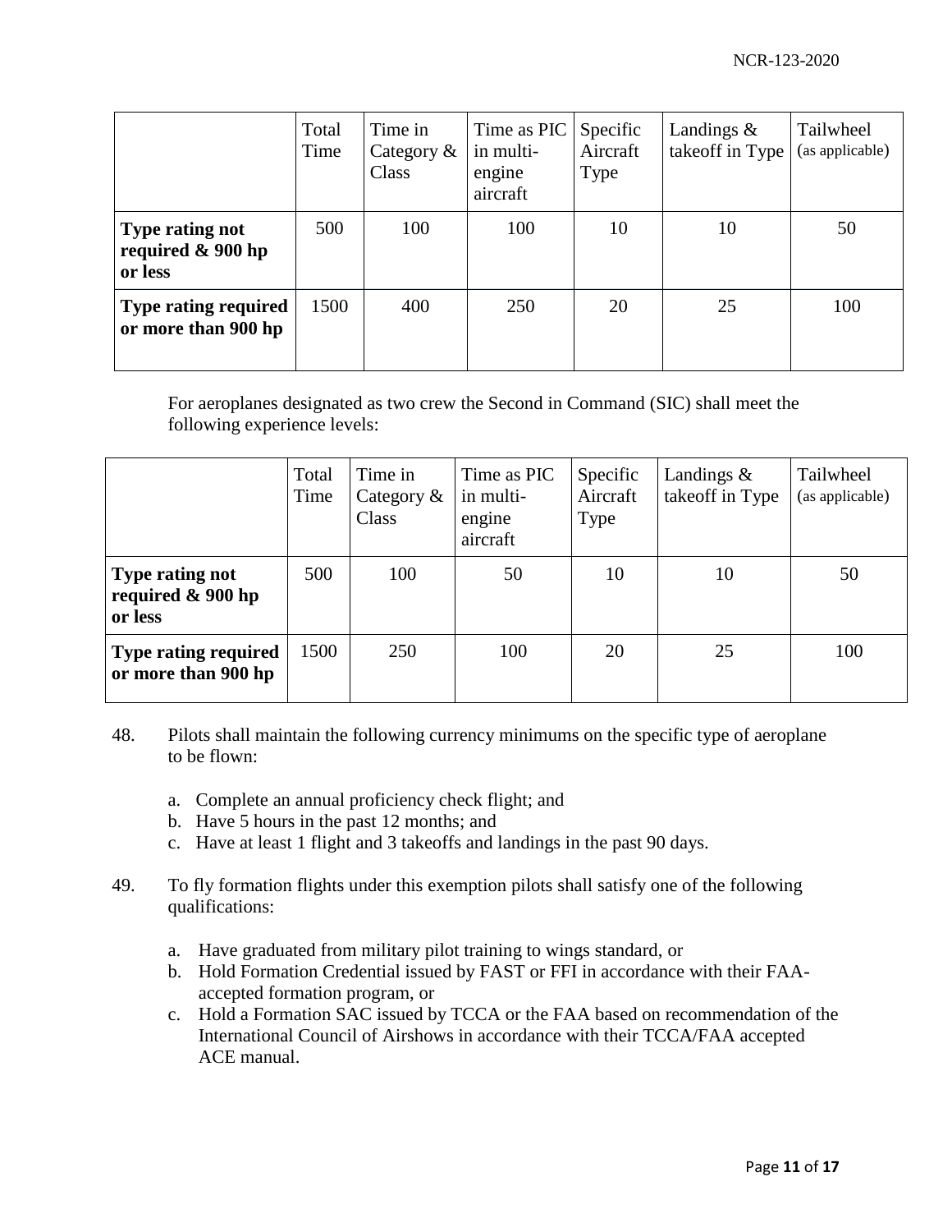| | Total Time | Time in Category & Class | Time as PIC in multi-engine aircraft | Specific Aircraft Type | Landings & takeoff in Type | Tailwheel (as applicable) |
|---|---|---|---|---|---|---|
| **Type rating not required & 900 hp or less** | 500 | 100 | 100 | 10 | 10 | 50 |
| **Type rating required or more than 900 hp** | 1500 | 400 | 250 | 20 | 25 | 100 |

For aeroplanes designated as two crew the Second in Command (SIC) shall meet the following experience levels:

| | Total Time | Time in Category & Class | Time as PIC in multi-engine aircraft | Specific Aircraft Type | Landings & takeoff in Type | Tailwheel (as applicable) |
|---|---|---|---|---|---|---|
| **Type rating not required & 900 hp or less** | 500 | 100 | 50 | 10 | 10 | 50 |
| **Type rating required or more than 900 hp** | 1500 | 250 | 100 | 20 | 25 | 100 |

48. Pilots shall maintain the following currency minimums on the specific type of aeroplane to be flown:

    a. Complete an annual proficiency check flight; and
    b. Have 5 hours in the past 12 months; and
    c. Have at least 1 flight and 3 takeoffs and landings in the past 90 days.

49. To fly formation flights under this exemption pilots shall satisfy one of the following qualifications:

    a. Have graduated from military pilot training to wings standard, or
    b. Hold Formation Credential issued by FAST or FFI in accordance with their FAA-accepted formation program, or
    c. Hold a Formation SAC issued by TCCA or the FAA based on recommendation of the International Council of Airshows in accordance with their TCCA/FAA accepted ACE manual.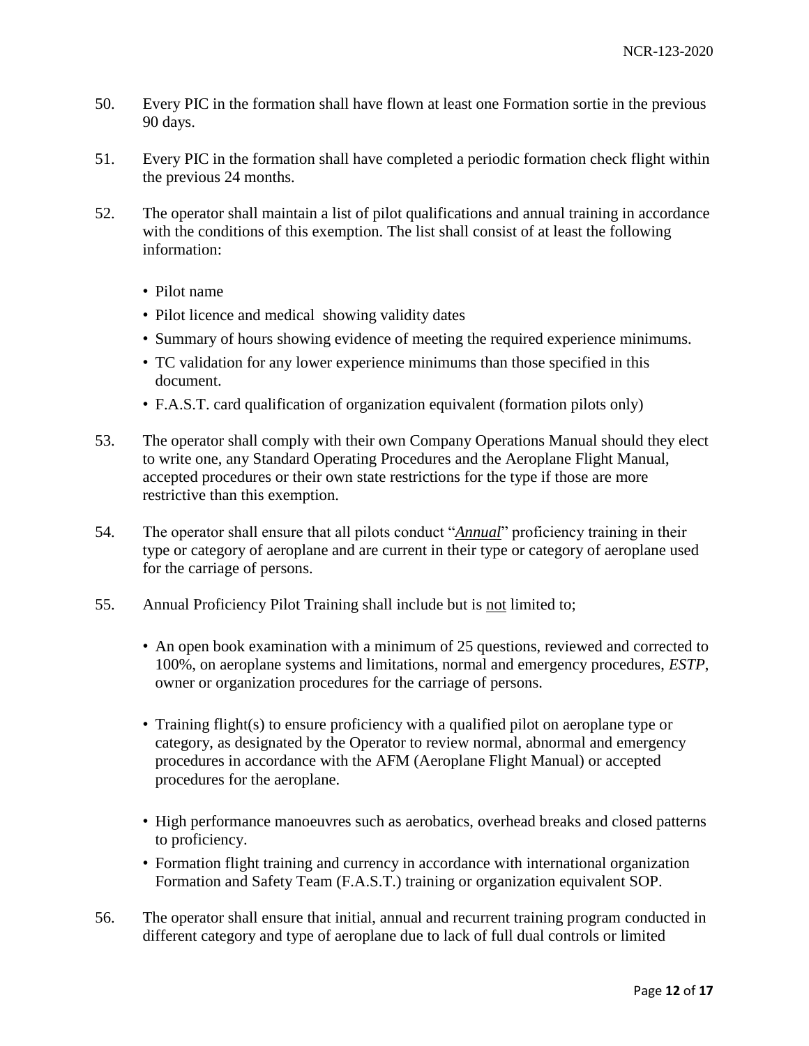50. Every PIC in the formation shall have flown at least one Formation sortie in the previous 90 days.

51. Every PIC in the formation shall have completed a periodic formation check flight within the previous 24 months.

52. The operator shall maintain a list of pilot qualifications and annual training in accordance with the conditions of this exemption. The list shall consist of at least the following information:

   - Pilot name
   - Pilot licence and medical showing validity dates
   - Summary of hours showing evidence of meeting the required experience minimums.
   - TC validation for any lower experience minimums than those specified in this document.
   - F.A.S.T. card qualification of organization equivalent (formation pilots only)

53. The operator shall comply with their own Company Operations Manual should they elect to write one, any Standard Operating Procedures and the Aeroplane Flight Manual, accepted procedures or their own state restrictions for the type if those are more restrictive than this exemption.

54. The operator shall ensure that all pilots conduct "*<u>Annual</u>*" proficiency training in their type or category of aeroplane and are current in their type or category of aeroplane used for the carriage of persons.

55. Annual Proficiency Pilot Training shall include but is <u>not</u> limited to;

   - An open book examination with a minimum of 25 questions, reviewed and corrected to 100%, on aeroplane systems and limitations, normal and emergency procedures, *ESTP*, owner or organization procedures for the carriage of persons.

   - Training flight(s) to ensure proficiency with a qualified pilot on aeroplane type or category, as designated by the Operator to review normal, abnormal and emergency procedures in accordance with the AFM (Aeroplane Flight Manual) or accepted procedures for the aeroplane.

   - High performance manoeuvres such as aerobatics, overhead breaks and closed patterns to proficiency.
   - Formation flight training and currency in accordance with international organization Formation and Safety Team (F.A.S.T.) training or organization equivalent SOP.

56. The operator shall ensure that initial, annual and recurrent training program conducted in different category and type of aeroplane due to lack of full dual controls or limited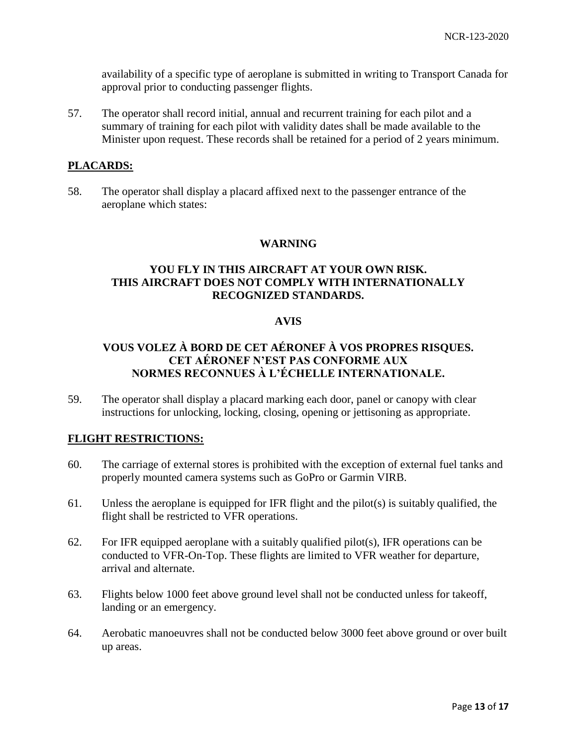availability of a specific type of aeroplane is submitted in writing to Transport Canada for approval prior to conducting passenger flights.

57. The operator shall record initial, annual and recurrent training for each pilot and a summary of training for each pilot with validity dates shall be made available to the Minister upon request. These records shall be retained for a period of 2 years minimum.

## PLACARDS:

58. The operator shall display a placard affixed next to the passenger entrance of the aeroplane which states:

**WARNING**

**YOU FLY IN THIS AIRCRAFT AT YOUR OWN RISK.**
**THIS AIRCRAFT DOES NOT COMPLY WITH INTERNATIONALLY RECOGNIZED STANDARDS.**

**AVIS**

**VOUS VOLEZ À BORD DE CET AÉRONEF À VOS PROPRES RISQUES.**
**CET AÉRONEF N'EST PAS CONFORME AUX NORMES RECONNUES À L'ÉCHELLE INTERNATIONALE.**

59. The operator shall display a placard marking each door, panel or canopy with clear instructions for unlocking, locking, closing, opening or jettisoning as appropriate.

## FLIGHT RESTRICTIONS:

60. The carriage of external stores is prohibited with the exception of external fuel tanks and properly mounted camera systems such as GoPro or Garmin VIRB.

61. Unless the aeroplane is equipped for IFR flight and the pilot(s) is suitably qualified, the flight shall be restricted to VFR operations.

62. For IFR equipped aeroplane with a suitably qualified pilot(s), IFR operations can be conducted to VFR-On-Top. These flights are limited to VFR weather for departure, arrival and alternate.

63. Flights below 1000 feet above ground level shall not be conducted unless for takeoff, landing or an emergency.

64. Aerobatic manoeuvres shall not be conducted below 3000 feet above ground or over built up areas.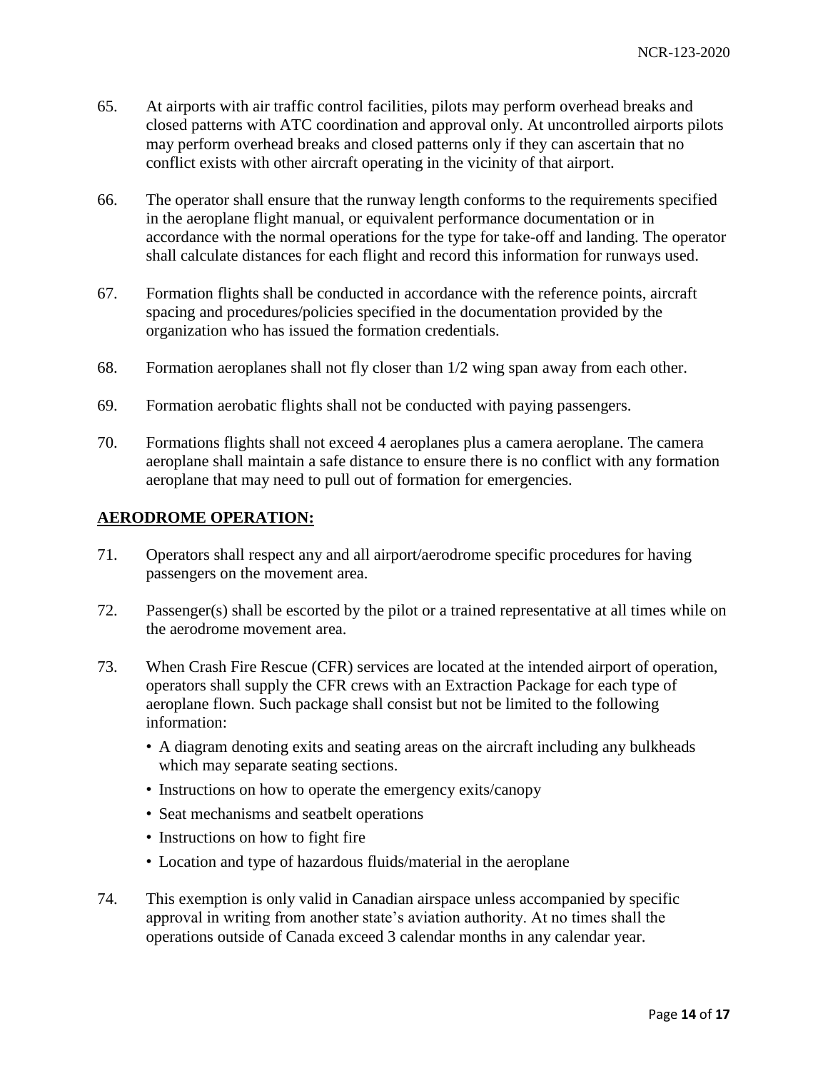65. At airports with air traffic control facilities, pilots may perform overhead breaks and closed patterns with ATC coordination and approval only. At uncontrolled airports pilots may perform overhead breaks and closed patterns only if they can ascertain that no conflict exists with other aircraft operating in the vicinity of that airport.

66. The operator shall ensure that the runway length conforms to the requirements specified in the aeroplane flight manual, or equivalent performance documentation or in accordance with the normal operations for the type for take-off and landing. The operator shall calculate distances for each flight and record this information for runways used.

67. Formation flights shall be conducted in accordance with the reference points, aircraft spacing and procedures/policies specified in the documentation provided by the organization who has issued the formation credentials.

68. Formation aeroplanes shall not fly closer than 1/2 wing span away from each other.

69. Formation aerobatic flights shall not be conducted with paying passengers.

70. Formations flights shall not exceed 4 aeroplanes plus a camera aeroplane. The camera aeroplane shall maintain a safe distance to ensure there is no conflict with any formation aeroplane that may need to pull out of formation for emergencies.

## AERODROME OPERATION:

71. Operators shall respect any and all airport/aerodrome specific procedures for having passengers on the movement area.

72. Passenger(s) shall be escorted by the pilot or a trained representative at all times while on the aerodrome movement area.

73. When Crash Fire Rescue (CFR) services are located at the intended airport of operation, operators shall supply the CFR crews with an Extraction Package for each type of aeroplane flown. Such package shall consist but not be limited to the following information:
    - A diagram denoting exits and seating areas on the aircraft including any bulkheads which may separate seating sections.
    - Instructions on how to operate the emergency exits/canopy
    - Seat mechanisms and seatbelt operations
    - Instructions on how to fight fire
    - Location and type of hazardous fluids/material in the aeroplane

74. This exemption is only valid in Canadian airspace unless accompanied by specific approval in writing from another state's aviation authority. At no times shall the operations outside of Canada exceed 3 calendar months in any calendar year.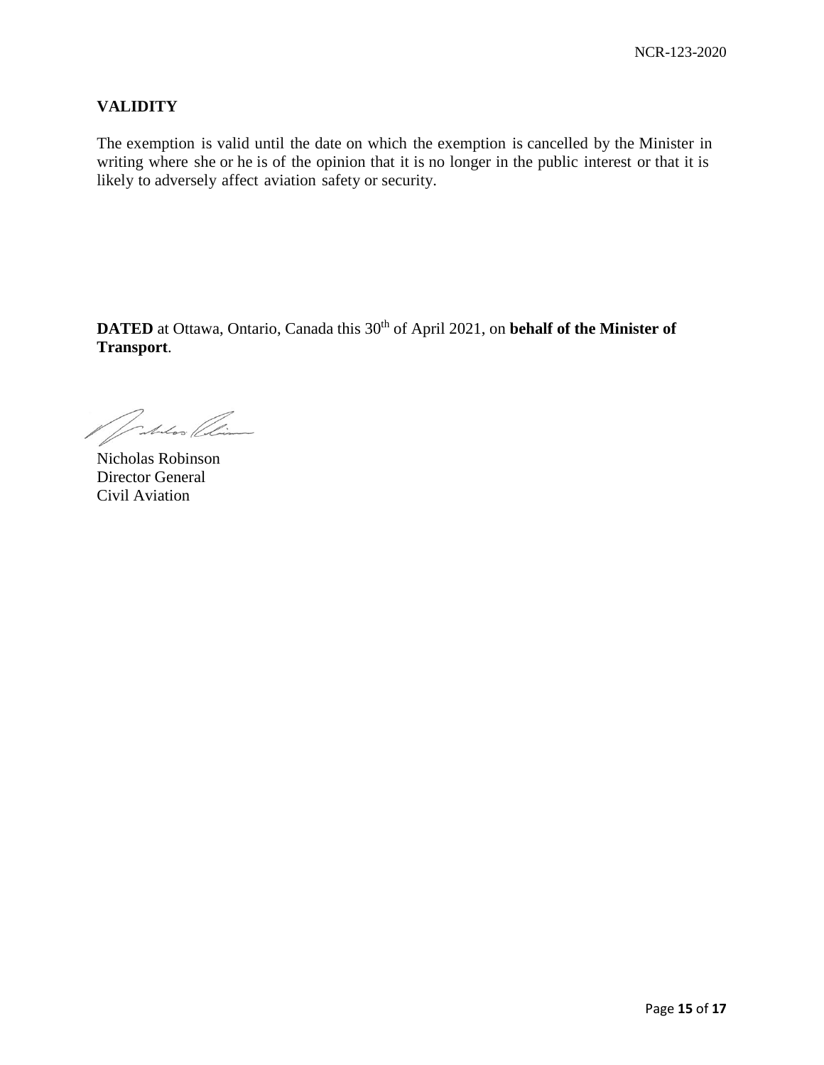## VALIDITY

The exemption is valid until the date on which the exemption is cancelled by the Minister in writing where she or he is of the opinion that it is no longer in the public interest or that it is likely to adversely affect aviation safety or security.

**DATED** at Ottawa, Ontario, Canada this 30th of April 2021, on **behalf of the Minister of Transport**.

Nicholas Robinson
Director General
Civil Aviation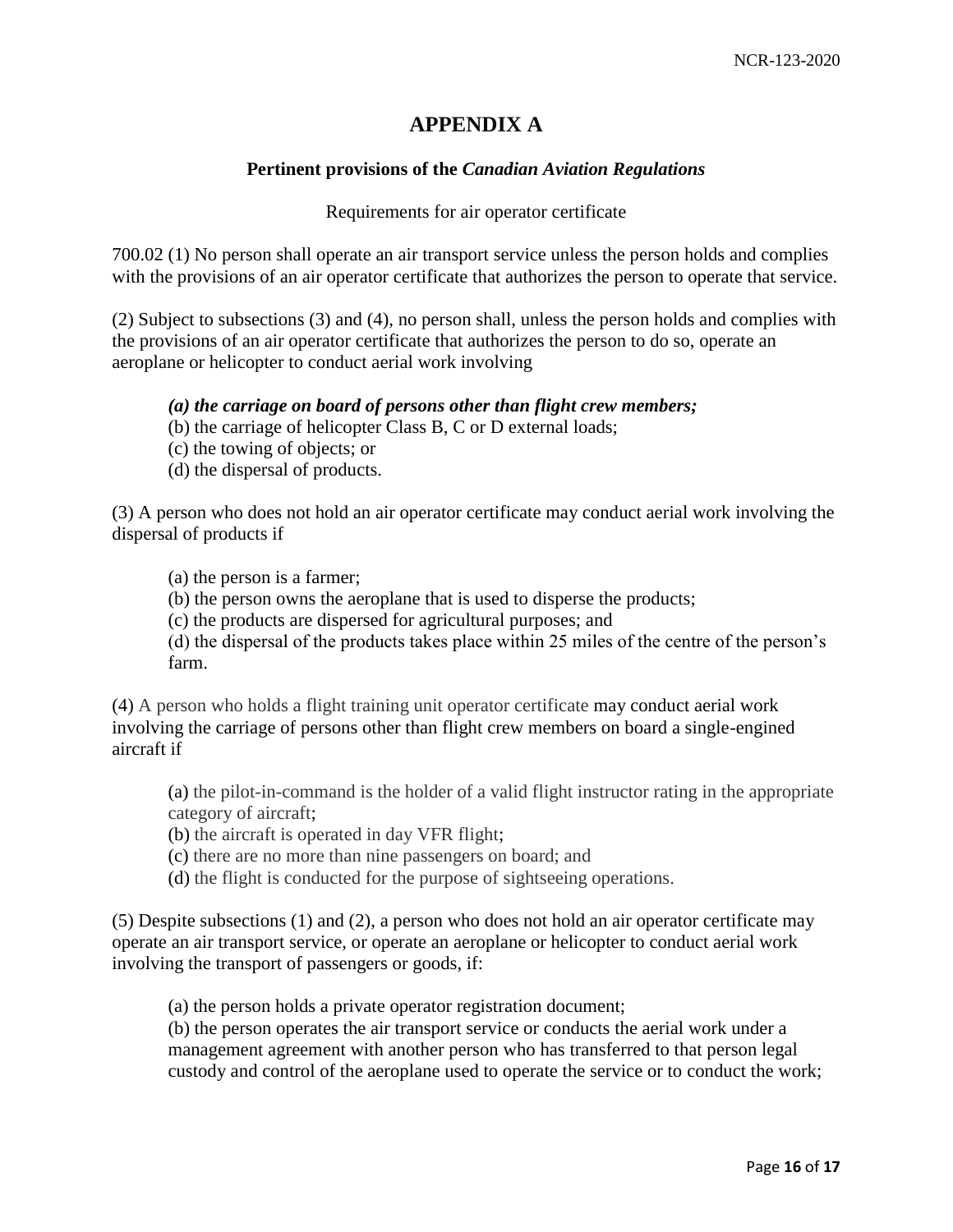# APPENDIX A

**Pertinent provisions of the *Canadian Aviation Regulations***

Requirements for air operator certificate

700.02 (1) No person shall operate an air transport service unless the person holds and complies with the provisions of an air operator certificate that authorizes the person to operate that service.

(2) Subject to subsections (3) and (4), no person shall, unless the person holds and complies with the provisions of an air operator certificate that authorizes the person to do so, operate an aeroplane or helicopter to conduct aerial work involving

> ***(a) the carriage on board of persons other than flight crew members;***
> (b) the carriage of helicopter Class B, C or D external loads;
> (c) the towing of objects; or
> (d) the dispersal of products.

(3) A person who does not hold an air operator certificate may conduct aerial work involving the dispersal of products if

> (a) the person is a farmer;
> (b) the person owns the aeroplane that is used to disperse the products;
> (c) the products are dispersed for agricultural purposes; and
> (d) the dispersal of the products takes place within 25 miles of the centre of the person's farm.

(4) A person who holds a flight training unit operator certificate may conduct aerial work involving the carriage of persons other than flight crew members on board a single-engined aircraft if

> (a) the pilot-in-command is the holder of a valid flight instructor rating in the appropriate category of aircraft;
> (b) the aircraft is operated in day VFR flight;
> (c) there are no more than nine passengers on board; and
> (d) the flight is conducted for the purpose of sightseeing operations.

(5) Despite subsections (1) and (2), a person who does not hold an air operator certificate may operate an air transport service, or operate an aeroplane or helicopter to conduct aerial work involving the transport of passengers or goods, if:

> (a) the person holds a private operator registration document;
> (b) the person operates the air transport service or conducts the aerial work under a management agreement with another person who has transferred to that person legal custody and control of the aeroplane used to operate the service or to conduct the work;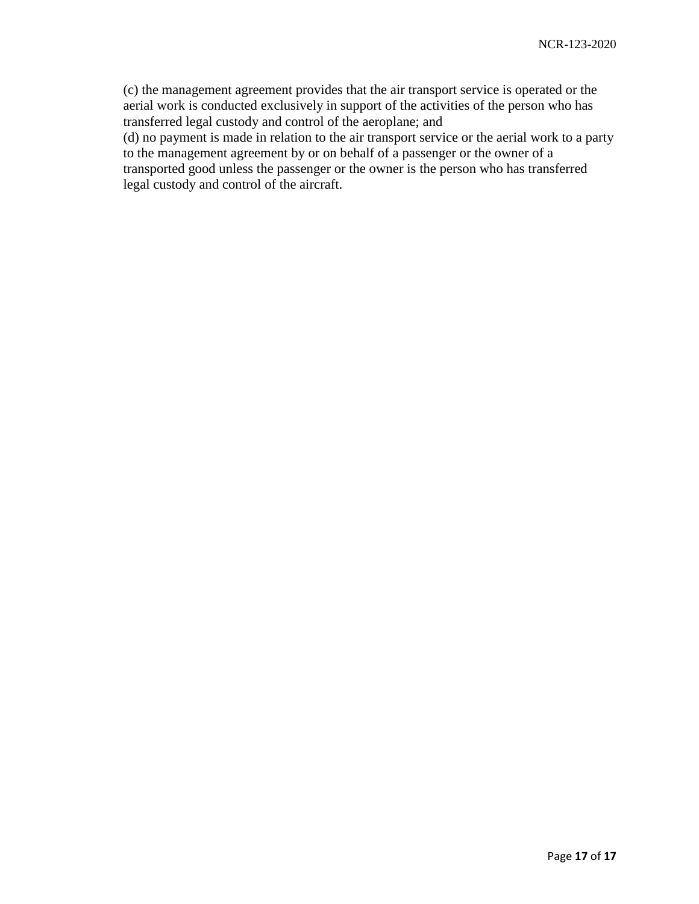(c) the management agreement provides that the air transport service is operated or the aerial work is conducted exclusively in support of the activities of the person who has transferred legal custody and control of the aeroplane; and

(d) no payment is made in relation to the air transport service or the aerial work to a party to the management agreement by or on behalf of a passenger or the owner of a transported good unless the passenger or the owner is the person who has transferred legal custody and control of the aircraft.